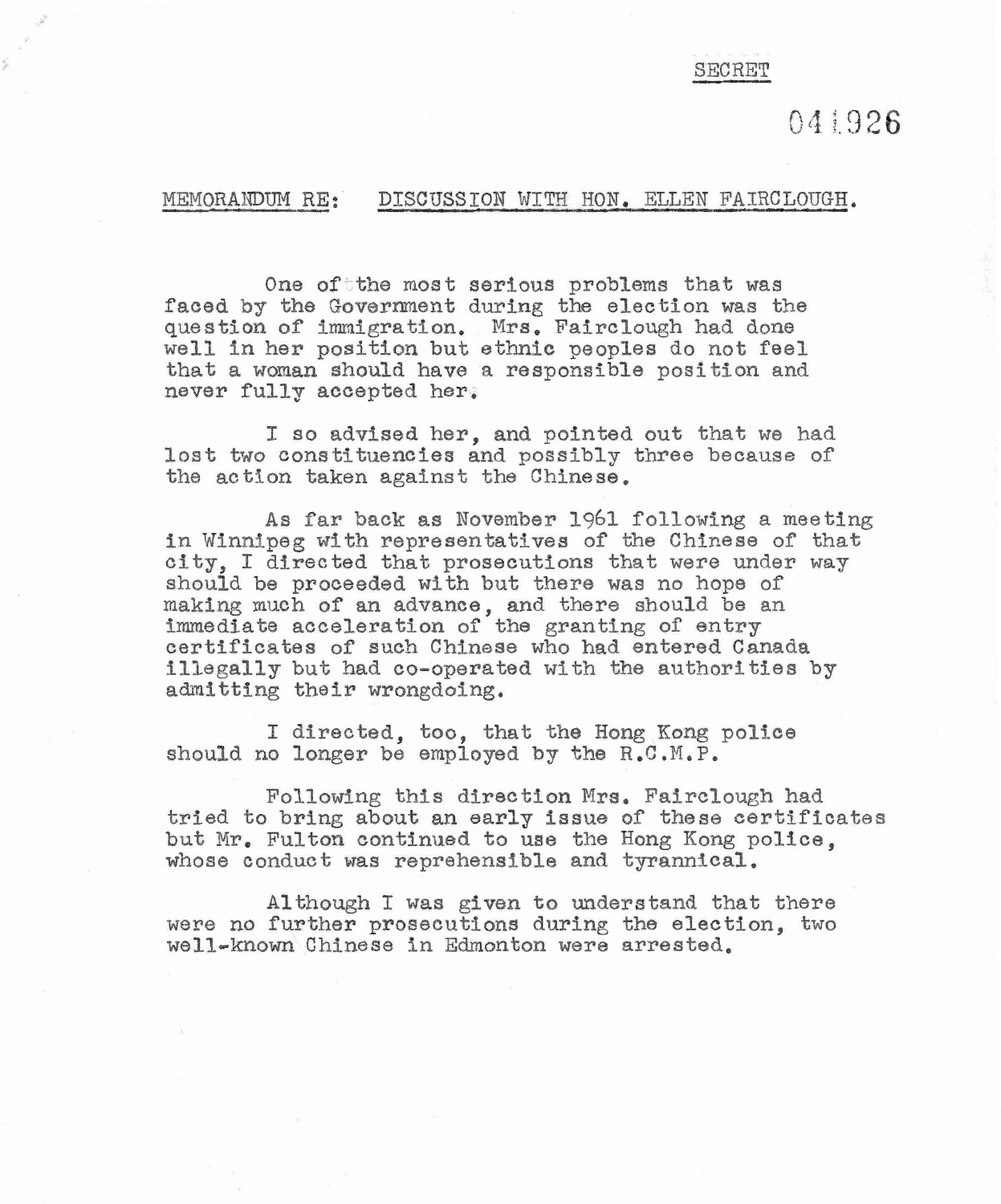SECRET

041926

MEMORANDUM RE: DISCUSSION WITH HON. ELLEN FAIRCLOUGH.

One of the most serious problems that was faced by the Government during the election was the question of immigration. Mrs. Fairclough had done well in her position but ethnic peoples do not feel that a woman should have a responsible position and never fully accepted her.

I so advised her, and pointed out that we had lost two constituencies and possibly three because of the action taken against the Chinese.

As far back as November 1961 following a meeting in Winnipeg with representatives of the Chinese of that city, I directed that prosecutions that were under way should be proceeded with but there was no hope of making much of an advance, and there should be an immediate acceleration of the granting of entry certificates of such Chinese who had entered Canada illegally but had co-operated with the authorities by admitting their wrongdoing.

I directed, too, that the Hong Kong police should no longer be employed by the R.C.M.P.

Following this direction Mrs. Fairclough had tried to bring about an early issue of these certificates but Mr. Fulton continued to use the Hong Kong police, whose conduct was reprehensible and tyrannical.

Although I was given to understand that there were no further prosecutions during the election, two well-known Chinese in Edmonton were arrested.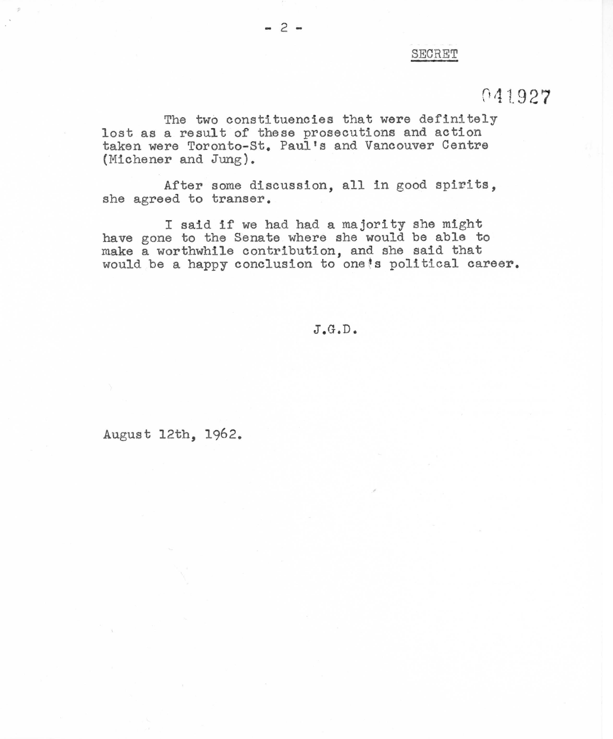SECRET

041927

The two constituencies that were definitely lost as a result of these prosecutions and action taken were Toronto-St. Paul's and Vancouver Centre (Michener and Jung).

After some discussion, all in good spirits, she agreed to transer.

I said if we had had a majority she might have gone to the Senate where she would be able to make a worthwhile contribution, and she said that would be a happy conclusion to one's political career.

J.G.D.

August 12th, 1962.